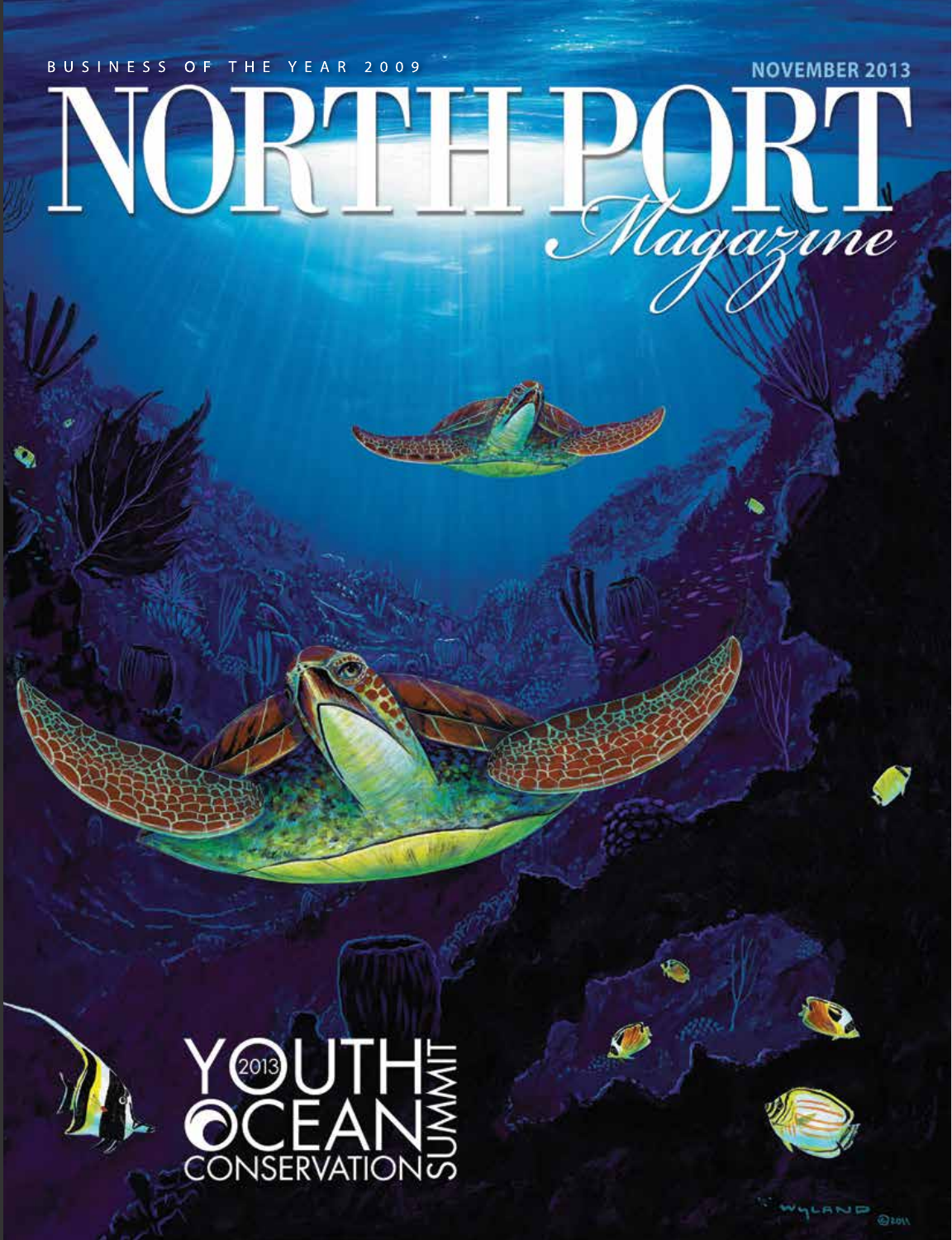BUSINESS OF THE YEAR 2009

NOVEMBER 2013

# NORTH PORT *Magazine*

2013 YOUTH OCEAN CONSERVATION SUMMIT

WYLAND ©2011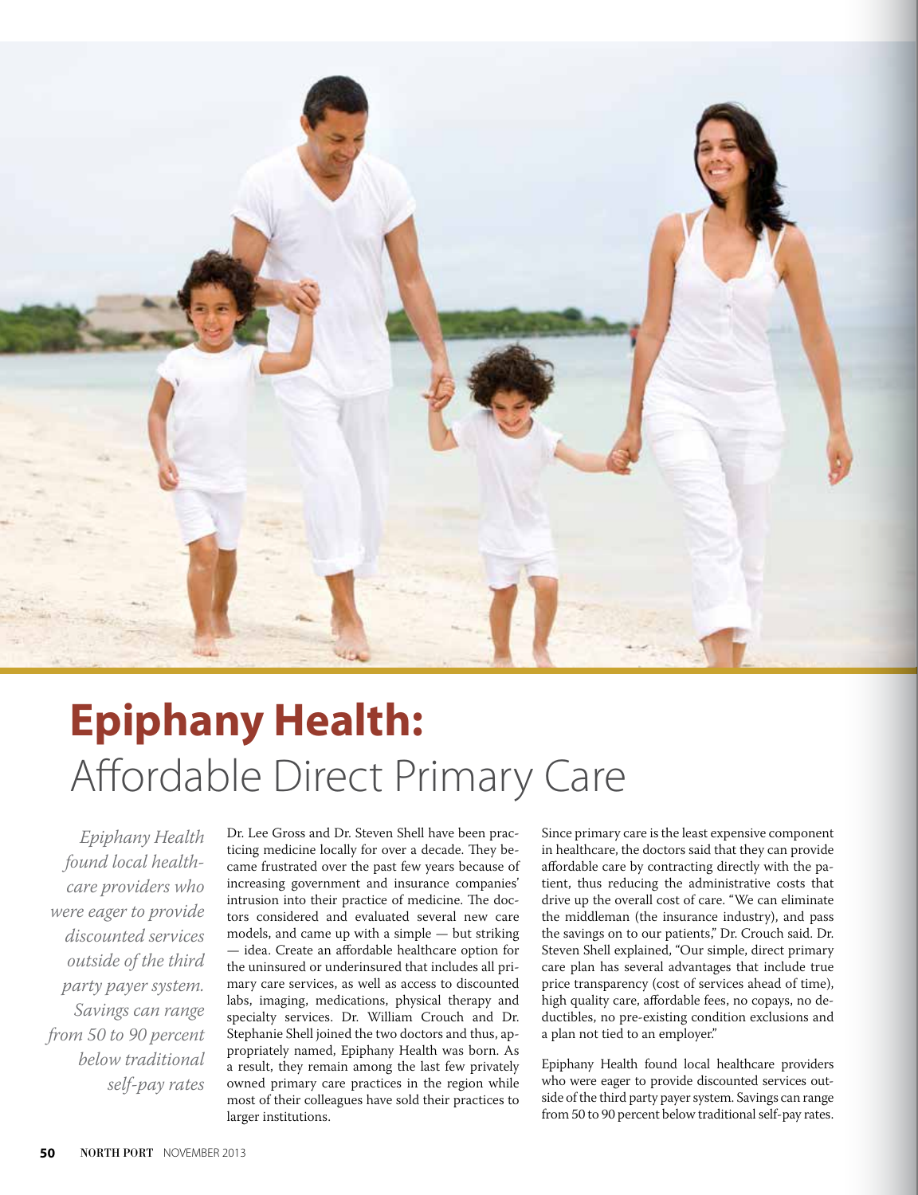# Epiphany Health:
## Affordable Direct Primary Care

*Epiphany Health found local healthcare providers who were eager to provide discounted services outside of the third party payer system. Savings can range from 50 to 90 percent below traditional self-pay rates*

Dr. Lee Gross and Dr. Steven Shell have been practicing medicine locally for over a decade. They became frustrated over the past few years because of increasing government and insurance companies' intrusion into their practice of medicine. The doctors considered and evaluated several new care models, and came up with a simple — but striking — idea. Create an affordable healthcare option for the uninsured or underinsured that includes all primary care services, as well as access to discounted labs, imaging, medications, physical therapy and specialty services. Dr. William Crouch and Dr. Stephanie Shell joined the two doctors and thus, appropriately named, Epiphany Health was born. As a result, they remain among the last few privately owned primary care practices in the region while most of their colleagues have sold their practices to larger institutions.

Since primary care is the least expensive component in healthcare, the doctors said that they can provide affordable care by contracting directly with the patient, thus reducing the administrative costs that drive up the overall cost of care. "We can eliminate the middleman (the insurance industry), and pass the savings on to our patients," Dr. Crouch said. Dr. Steven Shell explained, "Our simple, direct primary care plan has several advantages that include true price transparency (cost of services ahead of time), high quality care, affordable fees, no copays, no deductibles, no pre-existing condition exclusions and a plan not tied to an employer."

Epiphany Health found local healthcare providers who were eager to provide discounted services outside of the third party payer system. Savings can range from 50 to 90 percent below traditional self-pay rates.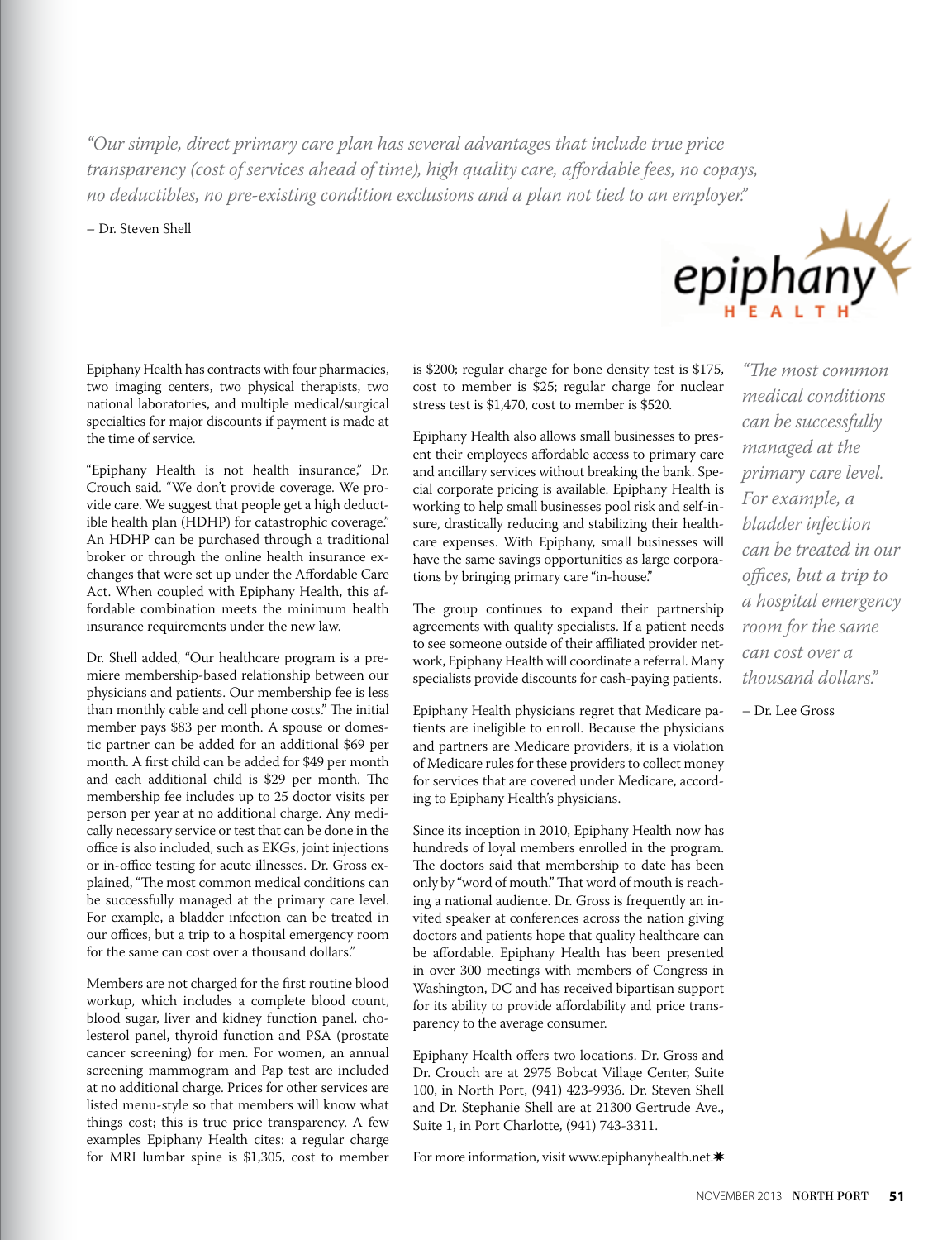*"Our simple, direct primary care plan has several advantages that include true price transparency (cost of services ahead of time), high quality care, affordable fees, no copays, no deductibles, no pre-existing condition exclusions and a plan not tied to an employer."*

– Dr. Steven Shell

Epiphany Health has contracts with four pharmacies, two imaging centers, two physical therapists, two national laboratories, and multiple medical/surgical specialties for major discounts if payment is made at the time of service.

"Epiphany Health is not health insurance," Dr. Crouch said. "We don't provide coverage. We provide care. We suggest that people get a high deductible health plan (HDHP) for catastrophic coverage." An HDHP can be purchased through a traditional broker or through the online health insurance exchanges that were set up under the Affordable Care Act. When coupled with Epiphany Health, this affordable combination meets the minimum health insurance requirements under the new law.

Dr. Shell added, "Our healthcare program is a premiere membership-based relationship between our physicians and patients. Our membership fee is less than monthly cable and cell phone costs." The initial member pays $83 per month. A spouse or domestic partner can be added for an additional $69 per month. A first child can be added for $49 per month and each additional child is $29 per month. The membership fee includes up to 25 doctor visits per person per year at no additional charge. Any medically necessary service or test that can be done in the office is also included, such as EKGs, joint injections or in-office testing for acute illnesses. Dr. Gross explained, "The most common medical conditions can be successfully managed at the primary care level. For example, a bladder infection can be treated in our offices, but a trip to a hospital emergency room for the same can cost over a thousand dollars."

Members are not charged for the first routine blood workup, which includes a complete blood count, blood sugar, liver and kidney function panel, cholesterol panel, thyroid function and PSA (prostate cancer screening) for men. For women, an annual screening mammogram and Pap test are included at no additional charge. Prices for other services are listed menu-style so that members will know what things cost; this is true price transparency. A few examples Epiphany Health cites: a regular charge for MRI lumbar spine is $1,305, cost to member is $200; regular charge for bone density test is $175, cost to member is $25; regular charge for nuclear stress test is $1,470, cost to member is $520.

Epiphany Health also allows small businesses to present their employees affordable access to primary care and ancillary services without breaking the bank. Special corporate pricing is available. Epiphany Health is working to help small businesses pool risk and self-insure, drastically reducing and stabilizing their healthcare expenses. With Epiphany, small businesses will have the same savings opportunities as large corporations by bringing primary care "in-house."

The group continues to expand their partnership agreements with quality specialists. If a patient needs to see someone outside of their affiliated provider network, Epiphany Health will coordinate a referral. Many specialists provide discounts for cash-paying patients.

Epiphany Health physicians regret that Medicare patients are ineligible to enroll. Because the physicians and partners are Medicare providers, it is a violation of Medicare rules for these providers to collect money for services that are covered under Medicare, according to Epiphany Health's physicians.

Since its inception in 2010, Epiphany Health now has hundreds of loyal members enrolled in the program. The doctors said that membership to date has been only by "word of mouth." That word of mouth is reaching a national audience. Dr. Gross is frequently an invited speaker at conferences across the nation giving doctors and patients hope that quality healthcare can be affordable. Epiphany Health has been presented in over 300 meetings with members of Congress in Washington, DC and has received bipartisan support for its ability to provide affordability and price transparency to the average consumer.

Epiphany Health offers two locations. Dr. Gross and Dr. Crouch are at 2975 Bobcat Village Center, Suite 100, in North Port, (941) 423-9936. Dr. Steven Shell and Dr. Stephanie Shell are at 21300 Gertrude Ave., Suite 1, in Port Charlotte, (941) 743-3311.

For more information, visit www.epiphanyhealth.net.

*"The most common medical conditions can be successfully managed at the primary care level. For example, a bladder infection can be treated in our offices, but a trip to a hospital emergency room for the same can cost over a thousand dollars."*

– Dr. Lee Gross